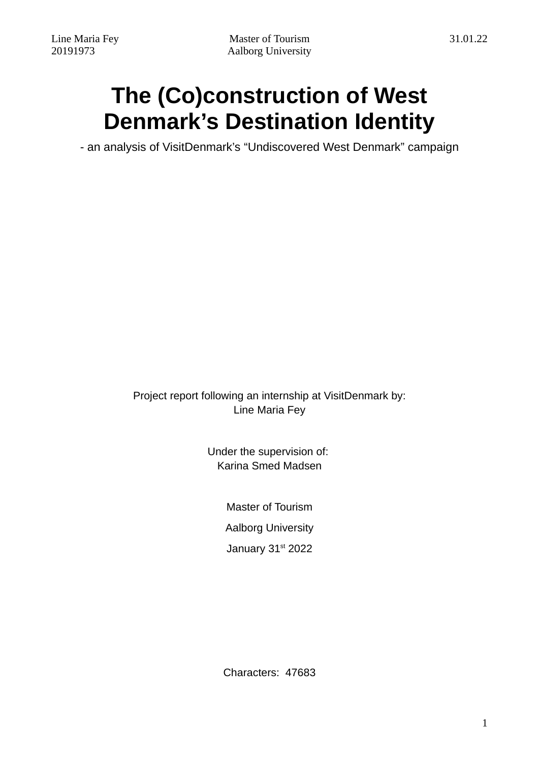Line Maria Fey  Master of Tourism  31.01.22
20191973  Aalborg University

# The (Co)construction of West Denmark's Destination Identity

- an analysis of VisitDenmark's "Undiscovered West Denmark" campaign

Project report following an internship at VisitDenmark by:
Line Maria Fey

Under the supervision of:
Karina Smed Madsen

Master of Tourism

Aalborg University

January 31st 2022

Characters: 47683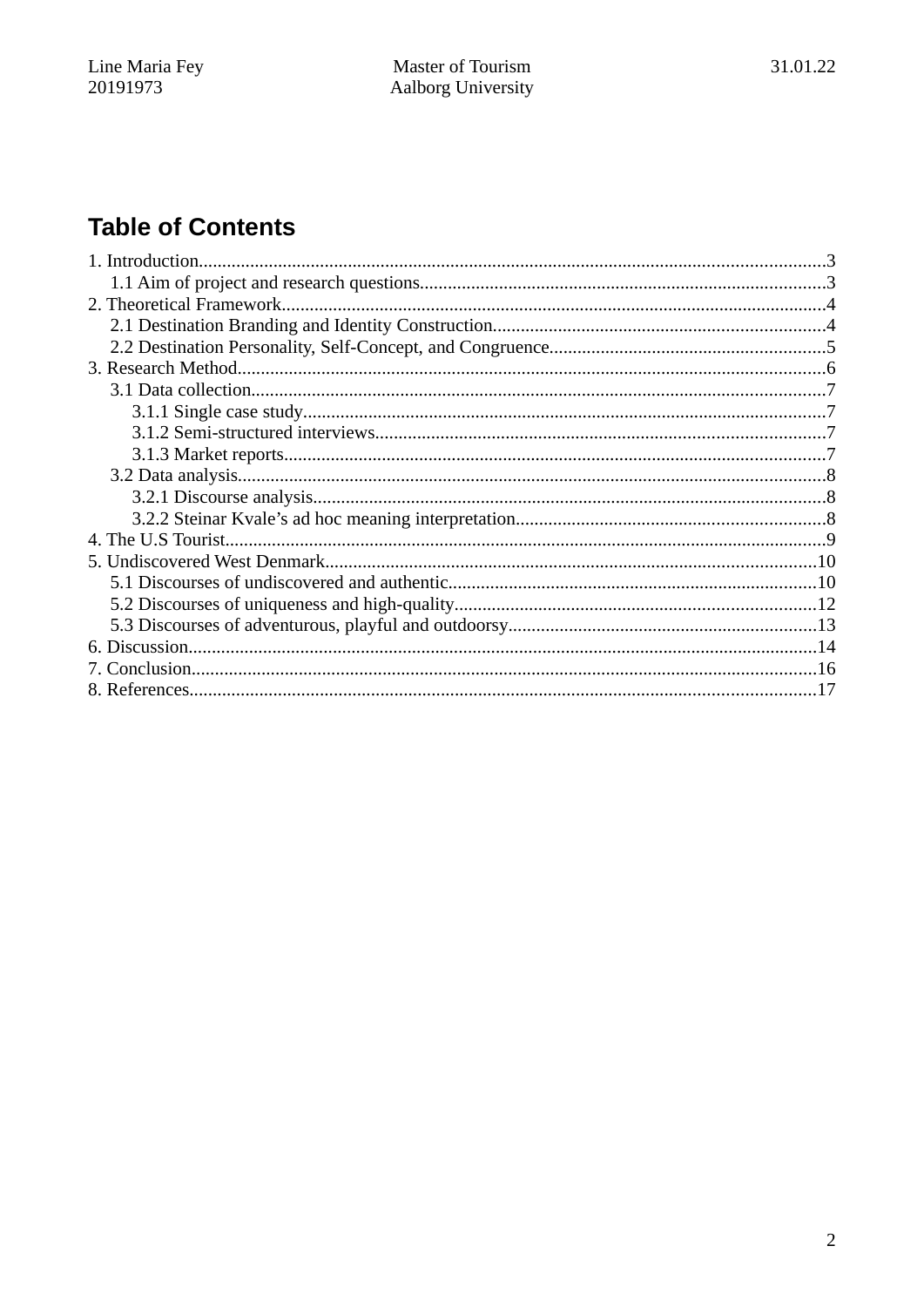## Table of Contents

1. Introduction....................................................................................................................................3
    1.1 Aim of project and research questions.......................................................................................3
2. Theoretical Framework....................................................................................................................4
    2.1 Destination Branding and Identity Construction.......................................................................4
    2.2 Destination Personality, Self-Concept, and Congruence...........................................................5
3. Research Method.............................................................................................................................6
    3.1 Data collection...........................................................................................................................7
        3.1.1 Single case study................................................................................................................7
        3.1.2 Semi-structured interviews.................................................................................................7
        3.1.3 Market reports....................................................................................................................7
    3.2 Data analysis..............................................................................................................................8
        3.2.1 Discourse analysis..............................................................................................................8
        3.2.2 Steinar Kvale’s ad hoc meaning interpretation..................................................................8
4. The U.S Tourist................................................................................................................................9
5. Undiscovered West Denmark.........................................................................................................10
    5.1 Discourses of undiscovered and authentic...............................................................................10
    5.2 Discourses of uniqueness and high-quality.............................................................................12
    5.3 Discourses of adventurous, playful and outdoorsy..................................................................13
6. Discussion......................................................................................................................................14
7. Conclusion.....................................................................................................................................16
8. References......................................................................................................................................17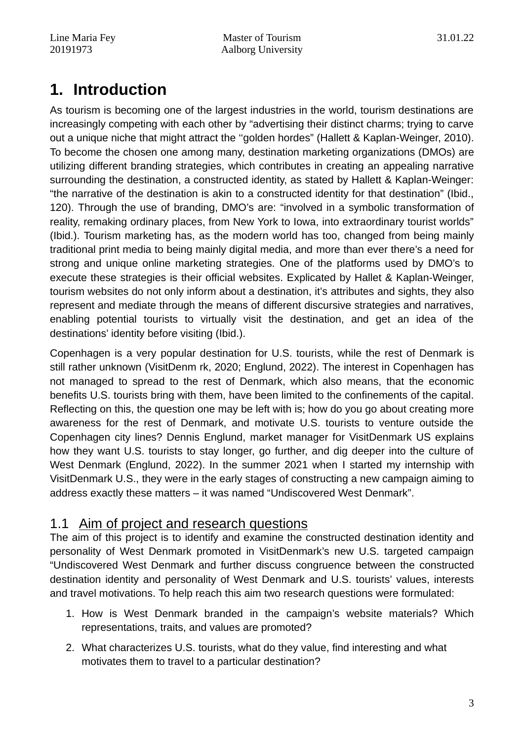# 1. Introduction

As tourism is becoming one of the largest industries in the world, tourism destinations are increasingly competing with each other by "advertising their distinct charms; trying to carve out a unique niche that might attract the ''golden hordes" (Hallett & Kaplan-Weinger, 2010). To become the chosen one among many, destination marketing organizations (DMOs) are utilizing different branding strategies, which contributes in creating an appealing narrative surrounding the destination, a constructed identity, as stated by Hallett & Kaplan-Weinger: "the narrative of the destination is akin to a constructed identity for that destination" (Ibid., 120). Through the use of branding, DMO's are: "involved in a symbolic transformation of reality, remaking ordinary places, from New York to Iowa, into extraordinary tourist worlds" (Ibid.). Tourism marketing has, as the modern world has too, changed from being mainly traditional print media to being mainly digital media, and more than ever there's a need for strong and unique online marketing strategies. One of the platforms used by DMO's to execute these strategies is their official websites. Explicated by Hallet & Kaplan-Weinger, tourism websites do not only inform about a destination, it's attributes and sights, they also represent and mediate through the means of different discursive strategies and narratives, enabling potential tourists to virtually visit the destination, and get an idea of the destinations' identity before visiting (Ibid.).

Copenhagen is a very popular destination for U.S. tourists, while the rest of Denmark is still rather unknown (VisitDenm rk, 2020; Englund, 2022). The interest in Copenhagen has not managed to spread to the rest of Denmark, which also means, that the economic benefits U.S. tourists bring with them, have been limited to the confinements of the capital. Reflecting on this, the question one may be left with is; how do you go about creating more awareness for the rest of Denmark, and motivate U.S. tourists to venture outside the Copenhagen city lines? Dennis Englund, market manager for VisitDenmark US explains how they want U.S. tourists to stay longer, go further, and dig deeper into the culture of West Denmark (Englund, 2022). In the summer 2021 when I started my internship with VisitDenmark U.S., they were in the early stages of constructing a new campaign aiming to address exactly these matters – it was named "Undiscovered West Denmark".

## 1.1 Aim of project and research questions

The aim of this project is to identify and examine the constructed destination identity and personality of West Denmark promoted in VisitDenmark's new U.S. targeted campaign "Undiscovered West Denmark and further discuss congruence between the constructed destination identity and personality of West Denmark and U.S. tourists' values, interests and travel motivations. To help reach this aim two research questions were formulated:

1. How is West Denmark branded in the campaign's website materials? Which representations, traits, and values are promoted?
2. What characterizes U.S. tourists, what do they value, find interesting and what motivates them to travel to a particular destination?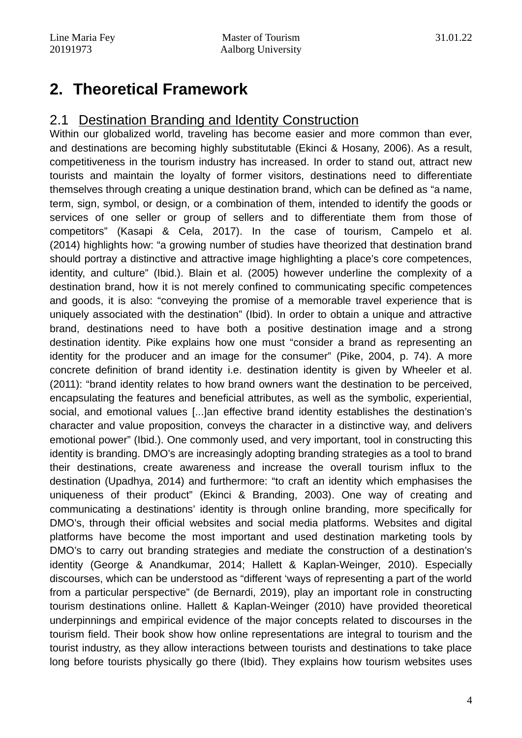# 2. Theoretical Framework

## 2.1 Destination Branding and Identity Construction

Within our globalized world, traveling has become easier and more common than ever, and destinations are becoming highly substitutable (Ekinci & Hosany, 2006). As a result, competitiveness in the tourism industry has increased. In order to stand out, attract new tourists and maintain the loyalty of former visitors, destinations need to differentiate themselves through creating a unique destination brand, which can be defined as "a name, term, sign, symbol, or design, or a combination of them, intended to identify the goods or services of one seller or group of sellers and to differentiate them from those of competitors" (Kasapi & Cela, 2017). In the case of tourism, Campelo et al. (2014) highlights how: "a growing number of studies have theorized that destination brand should portray a distinctive and attractive image highlighting a place's core competences, identity, and culture" (Ibid.). Blain et al. (2005) however underline the complexity of a destination brand, how it is not merely confined to communicating specific competences and goods, it is also: "conveying the promise of a memorable travel experience that is uniquely associated with the destination" (Ibid). In order to obtain a unique and attractive brand, destinations need to have both a positive destination image and a strong destination identity. Pike explains how one must "consider a brand as representing an identity for the producer and an image for the consumer" (Pike, 2004, p. 74). A more concrete definition of brand identity i.e. destination identity is given by Wheeler et al. (2011): "brand identity relates to how brand owners want the destination to be perceived, encapsulating the features and beneficial attributes, as well as the symbolic, experiential, social, and emotional values [...]an effective brand identity establishes the destination's character and value proposition, conveys the character in a distinctive way, and delivers emotional power" (Ibid.). One commonly used, and very important, tool in constructing this identity is branding. DMO's are increasingly adopting branding strategies as a tool to brand their destinations, create awareness and increase the overall tourism influx to the destination (Upadhya, 2014) and furthermore: "to craft an identity which emphasises the uniqueness of their product" (Ekinci & Branding, 2003). One way of creating and communicating a destinations' identity is through online branding, more specifically for DMO's, through their official websites and social media platforms. Websites and digital platforms have become the most important and used destination marketing tools by DMO's to carry out branding strategies and mediate the construction of a destination's identity (George & Anandkumar, 2014; Hallett & Kaplan-Weinger, 2010). Especially discourses, which can be understood as "different 'ways of representing a part of the world from a particular perspective" (de Bernardi, 2019), play an important role in constructing tourism destinations online. Hallett & Kaplan-Weinger (2010) have provided theoretical underpinnings and empirical evidence of the major concepts related to discourses in the tourism field. Their book show how online representations are integral to tourism and the tourist industry, as they allow interactions between tourists and destinations to take place long before tourists physically go there (Ibid). They explains how tourism websites uses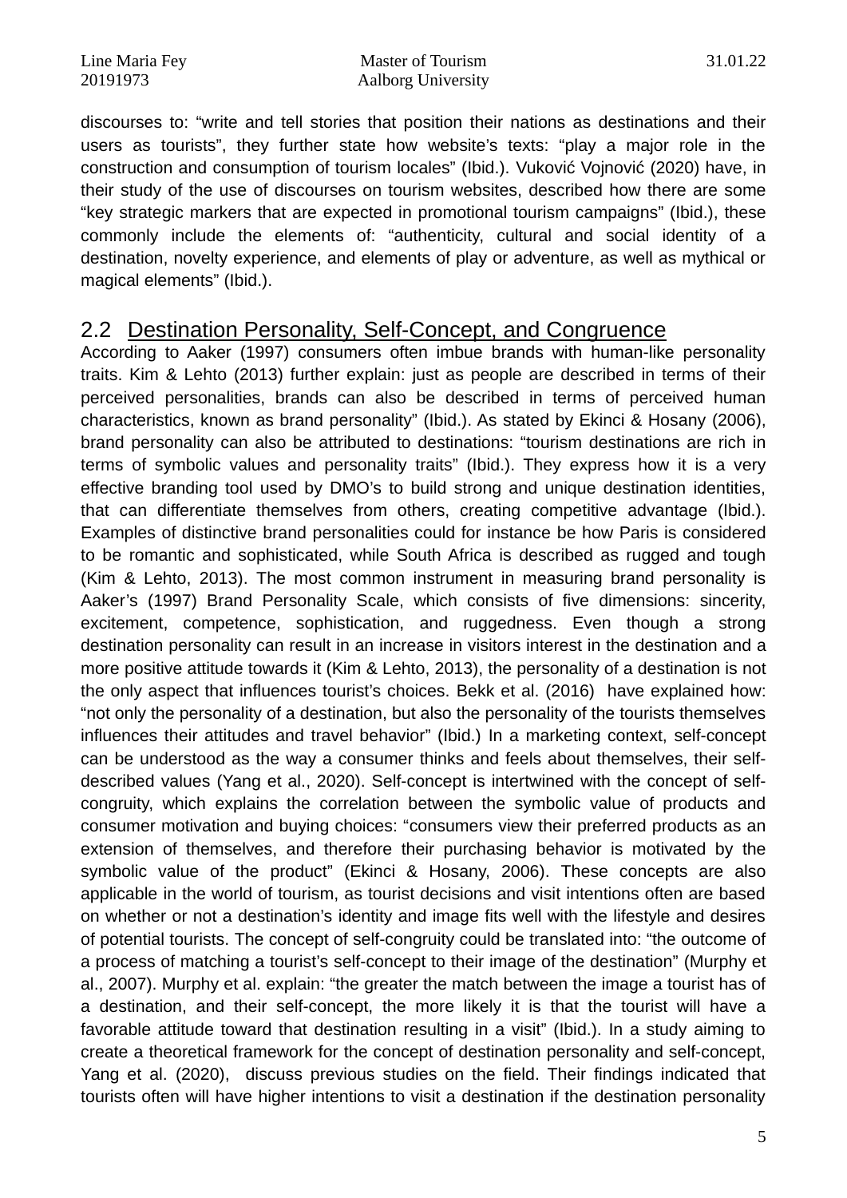discourses to: “write and tell stories that position their nations as destinations and their users as tourists”, they further state how website’s texts: “play a major role in the construction and consumption of tourism locales” (Ibid.). Vuković Vojnović (2020) have, in their study of the use of discourses on tourism websites, described how there are some “key strategic markers that are expected in promotional tourism campaigns” (Ibid.), these commonly include the elements of: “authenticity, cultural and social identity of a destination, novelty experience, and elements of play or adventure, as well as mythical or magical elements” (Ibid.).

## 2.2 Destination Personality, Self-Concept, and Congruence

According to Aaker (1997) consumers often imbue brands with human-like personality traits. Kim & Lehto (2013) further explain: just as people are described in terms of their perceived personalities, brands can also be described in terms of perceived human characteristics, known as brand personality” (Ibid.). As stated by Ekinci & Hosany (2006), brand personality can also be attributed to destinations: “tourism destinations are rich in terms of symbolic values and personality traits” (Ibid.). They express how it is a very effective branding tool used by DMO’s to build strong and unique destination identities, that can differentiate themselves from others, creating competitive advantage (Ibid.). Examples of distinctive brand personalities could for instance be how Paris is considered to be romantic and sophisticated, while South Africa is described as rugged and tough (Kim & Lehto, 2013). The most common instrument in measuring brand personality is Aaker’s (1997) Brand Personality Scale, which consists of five dimensions: sincerity, excitement, competence, sophistication, and ruggedness. Even though a strong destination personality can result in an increase in visitors interest in the destination and a more positive attitude towards it (Kim & Lehto, 2013), the personality of a destination is not the only aspect that influences tourist’s choices. Bekk et al. (2016) have explained how: “not only the personality of a destination, but also the personality of the tourists themselves influences their attitudes and travel behavior” (Ibid.) In a marketing context, self-concept can be understood as the way a consumer thinks and feels about themselves, their self-described values (Yang et al., 2020). Self-concept is intertwined with the concept of self-congruity, which explains the correlation between the symbolic value of products and consumer motivation and buying choices: “consumers view their preferred products as an extension of themselves, and therefore their purchasing behavior is motivated by the symbolic value of the product” (Ekinci & Hosany, 2006). These concepts are also applicable in the world of tourism, as tourist decisions and visit intentions often are based on whether or not a destination’s identity and image fits well with the lifestyle and desires of potential tourists. The concept of self-congruity could be translated into: “the outcome of a process of matching a tourist’s self-concept to their image of the destination” (Murphy et al., 2007). Murphy et al. explain: “the greater the match between the image a tourist has of a destination, and their self-concept, the more likely it is that the tourist will have a favorable attitude toward that destination resulting in a visit” (Ibid.). In a study aiming to create a theoretical framework for the concept of destination personality and self-concept, Yang et al. (2020), discuss previous studies on the field. Their findings indicated that tourists often will have higher intentions to visit a destination if the destination personality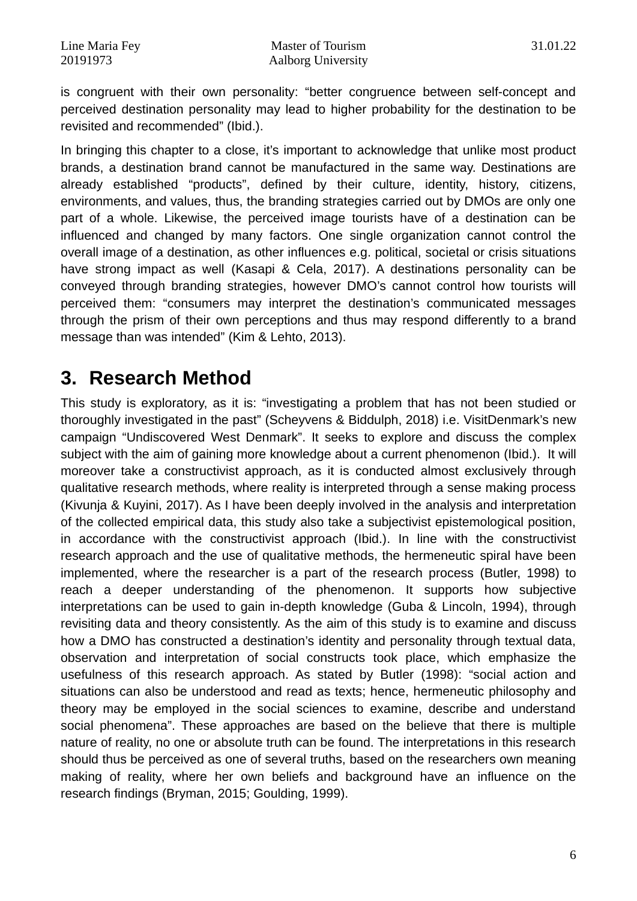is congruent with their own personality: “better congruence between self-concept and perceived destination personality may lead to higher probability for the destination to be revisited and recommended” (Ibid.).

In bringing this chapter to a close, it’s important to acknowledge that unlike most product brands, a destination brand cannot be manufactured in the same way. Destinations are already established “products”, defined by their culture, identity, history, citizens, environments, and values, thus, the branding strategies carried out by DMOs are only one part of a whole. Likewise, the perceived image tourists have of a destination can be influenced and changed by many factors. One single organization cannot control the overall image of a destination, as other influences e.g. political, societal or crisis situations have strong impact as well (Kasapi & Cela, 2017). A destinations personality can be conveyed through branding strategies, however DMO’s cannot control how tourists will perceived them: “consumers may interpret the destination’s communicated messages through the prism of their own perceptions and thus may respond differently to a brand message than was intended” (Kim & Lehto, 2013).

# 3. Research Method

This study is exploratory, as it is: “investigating a problem that has not been studied or thoroughly investigated in the past” (Scheyvens & Biddulph, 2018) i.e. VisitDenmark’s new campaign “Undiscovered West Denmark”. It seeks to explore and discuss the complex subject with the aim of gaining more knowledge about a current phenomenon (Ibid.). It will moreover take a constructivist approach, as it is conducted almost exclusively through qualitative research methods, where reality is interpreted through a sense making process (Kivunja & Kuyini, 2017). As I have been deeply involved in the analysis and interpretation of the collected empirical data, this study also take a subjectivist epistemological position, in accordance with the constructivist approach (Ibid.). In line with the constructivist research approach and the use of qualitative methods, the hermeneutic spiral have been implemented, where the researcher is a part of the research process (Butler, 1998) to reach a deeper understanding of the phenomenon. It supports how subjective interpretations can be used to gain in-depth knowledge (Guba & Lincoln, 1994), through revisiting data and theory consistently. As the aim of this study is to examine and discuss how a DMO has constructed a destination’s identity and personality through textual data, observation and interpretation of social constructs took place, which emphasize the usefulness of this research approach. As stated by Butler (1998): “social action and situations can also be understood and read as texts; hence, hermeneutic philosophy and theory may be employed in the social sciences to examine, describe and understand social phenomena”. These approaches are based on the believe that there is multiple nature of reality, no one or absolute truth can be found. The interpretations in this research should thus be perceived as one of several truths, based on the researchers own meaning making of reality, where her own beliefs and background have an influence on the research findings (Bryman, 2015; Goulding, 1999).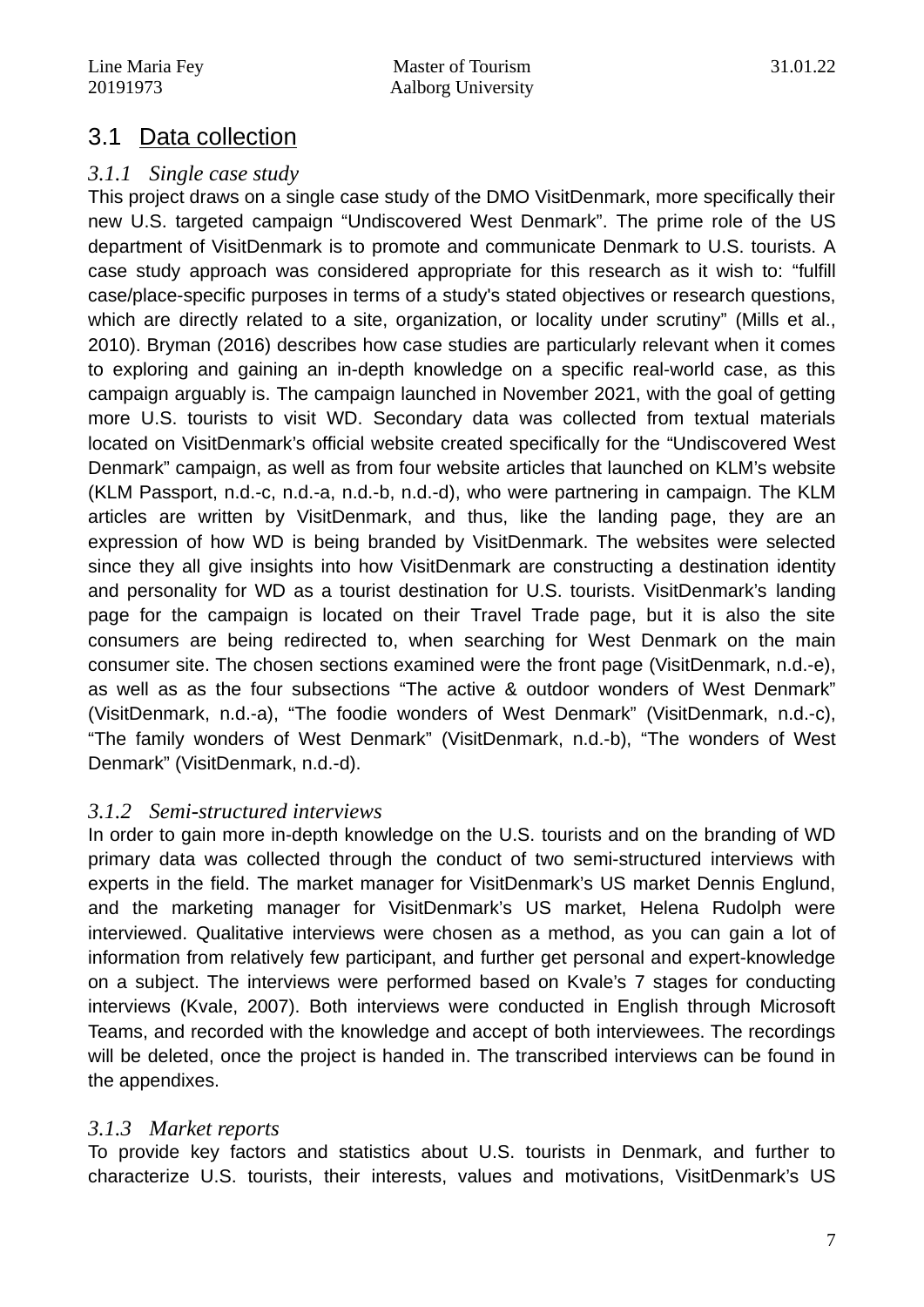## 3.1 Data collection

### *3.1.1 Single case study*

This project draws on a single case study of the DMO VisitDenmark, more specifically their new U.S. targeted campaign “Undiscovered West Denmark”. The prime role of the US department of VisitDenmark is to promote and communicate Denmark to U.S. tourists. A case study approach was considered appropriate for this research as it wish to: “fulfill case/place-specific purposes in terms of a study's stated objectives or research questions, which are directly related to a site, organization, or locality under scrutiny” (Mills et al., 2010). Bryman (2016) describes how case studies are particularly relevant when it comes to exploring and gaining an in-depth knowledge on a specific real-world case, as this campaign arguably is. The campaign launched in November 2021, with the goal of getting more U.S. tourists to visit WD. Secondary data was collected from textual materials located on VisitDenmark’s official website created specifically for the “Undiscovered West Denmark” campaign, as well as from four website articles that launched on KLM’s website (KLM Passport, n.d.-c, n.d.-a, n.d.-b, n.d.-d), who were partnering in campaign. The KLM articles are written by VisitDenmark, and thus, like the landing page, they are an expression of how WD is being branded by VisitDenmark. The websites were selected since they all give insights into how VisitDenmark are constructing a destination identity and personality for WD as a tourist destination for U.S. tourists. VisitDenmark’s landing page for the campaign is located on their Travel Trade page, but it is also the site consumers are being redirected to, when searching for West Denmark on the main consumer site. The chosen sections examined were the front page (VisitDenmark, n.d.-e), as well as as the four subsections “The active & outdoor wonders of West Denmark” (VisitDenmark, n.d.-a), “The foodie wonders of West Denmark” (VisitDenmark, n.d.-c), “The family wonders of West Denmark” (VisitDenmark, n.d.-b), “The wonders of West Denmark” (VisitDenmark, n.d.-d).

### *3.1.2 Semi-structured interviews*

In order to gain more in-depth knowledge on the U.S. tourists and on the branding of WD primary data was collected through the conduct of two semi-structured interviews with experts in the field. The market manager for VisitDenmark’s US market Dennis Englund, and the marketing manager for VisitDenmark’s US market, Helena Rudolph were interviewed. Qualitative interviews were chosen as a method, as you can gain a lot of information from relatively few participant, and further get personal and expert-knowledge on a subject. The interviews were performed based on Kvale’s 7 stages for conducting interviews (Kvale, 2007). Both interviews were conducted in English through Microsoft Teams, and recorded with the knowledge and accept of both interviewees. The recordings will be deleted, once the project is handed in. The transcribed interviews can be found in the appendixes.

### *3.1.3 Market reports*

To provide key factors and statistics about U.S. tourists in Denmark, and further to characterize U.S. tourists, their interests, values and motivations, VisitDenmark’s US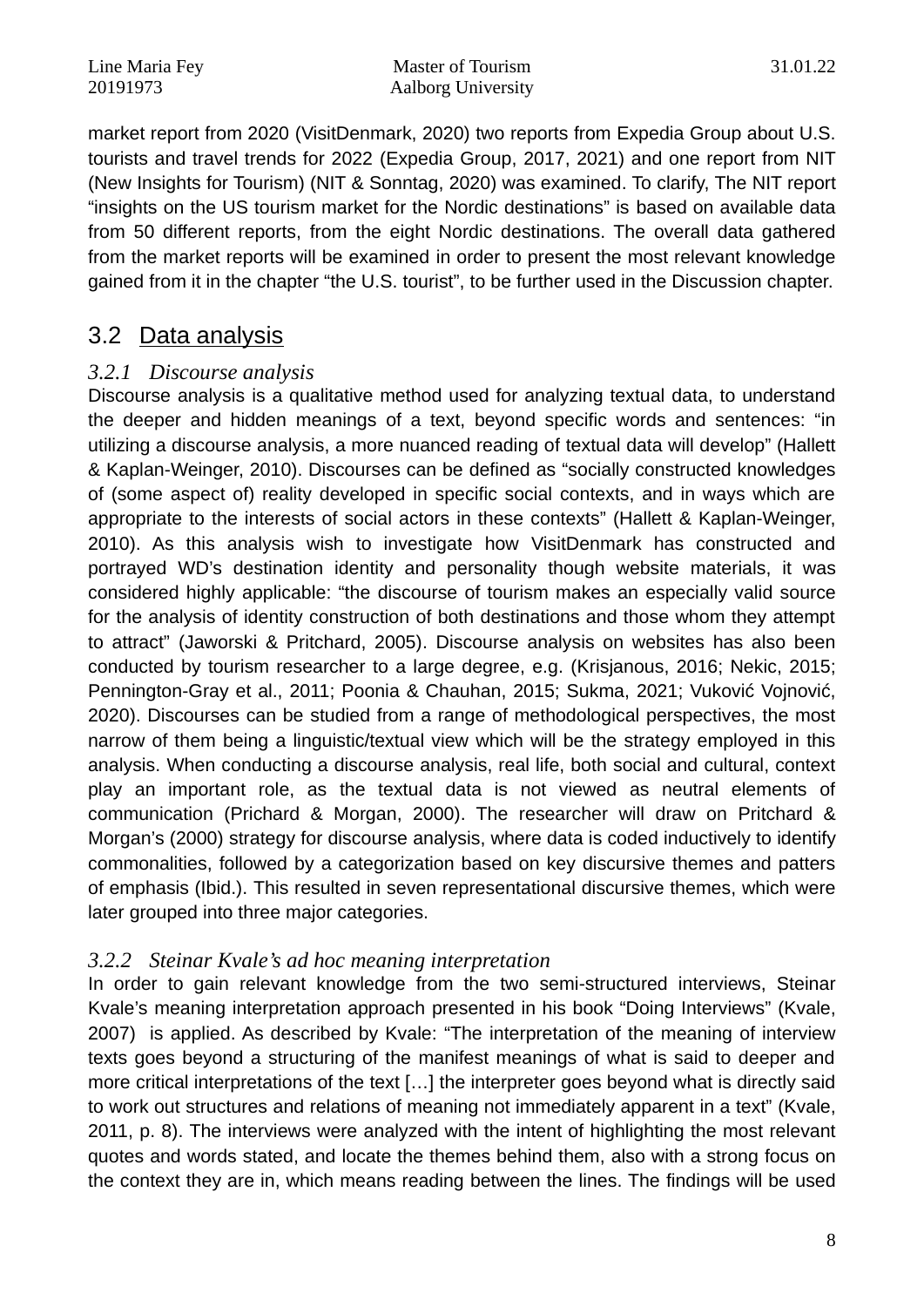market report from 2020 (VisitDenmark, 2020) two reports from Expedia Group about U.S. tourists and travel trends for 2022 (Expedia Group, 2017, 2021) and one report from NIT (New Insights for Tourism) (NIT & Sonntag, 2020) was examined. To clarify, The NIT report “insights on the US tourism market for the Nordic destinations” is based on available data from 50 different reports, from the eight Nordic destinations. The overall data gathered from the market reports will be examined in order to present the most relevant knowledge gained from it in the chapter “the U.S. tourist”, to be further used in the Discussion chapter.

## 3.2 Data analysis

### *3.2.1 Discourse analysis*

Discourse analysis is a qualitative method used for analyzing textual data, to understand the deeper and hidden meanings of a text, beyond specific words and sentences: “in utilizing a discourse analysis, a more nuanced reading of textual data will develop” (Hallett & Kaplan-Weinger, 2010). Discourses can be defined as “socially constructed knowledges of (some aspect of) reality developed in specific social contexts, and in ways which are appropriate to the interests of social actors in these contexts” (Hallett & Kaplan-Weinger, 2010). As this analysis wish to investigate how VisitDenmark has constructed and portrayed WD’s destination identity and personality though website materials, it was considered highly applicable: “the discourse of tourism makes an especially valid source for the analysis of identity construction of both destinations and those whom they attempt to attract” (Jaworski & Pritchard, 2005). Discourse analysis on websites has also been conducted by tourism researcher to a large degree, e.g. (Krisjanous, 2016; Nekic, 2015; Pennington-Gray et al., 2011; Poonia & Chauhan, 2015; Sukma, 2021; Vuković Vojnović, 2020). Discourses can be studied from a range of methodological perspectives, the most narrow of them being a linguistic/textual view which will be the strategy employed in this analysis. When conducting a discourse analysis, real life, both social and cultural, context play an important role, as the textual data is not viewed as neutral elements of communication (Prichard & Morgan, 2000). The researcher will draw on Pritchard & Morgan’s (2000) strategy for discourse analysis, where data is coded inductively to identify commonalities, followed by a categorization based on key discursive themes and patters of emphasis (Ibid.). This resulted in seven representational discursive themes, which were later grouped into three major categories.

### *3.2.2 Steinar Kvale’s ad hoc meaning interpretation*

In order to gain relevant knowledge from the two semi-structured interviews, Steinar Kvale’s meaning interpretation approach presented in his book “Doing Interviews” (Kvale, 2007) is applied. As described by Kvale: “The interpretation of the meaning of interview texts goes beyond a structuring of the manifest meanings of what is said to deeper and more critical interpretations of the text […] the interpreter goes beyond what is directly said to work out structures and relations of meaning not immediately apparent in a text” (Kvale, 2011, p. 8). The interviews were analyzed with the intent of highlighting the most relevant quotes and words stated, and locate the themes behind them, also with a strong focus on the context they are in, which means reading between the lines. The findings will be used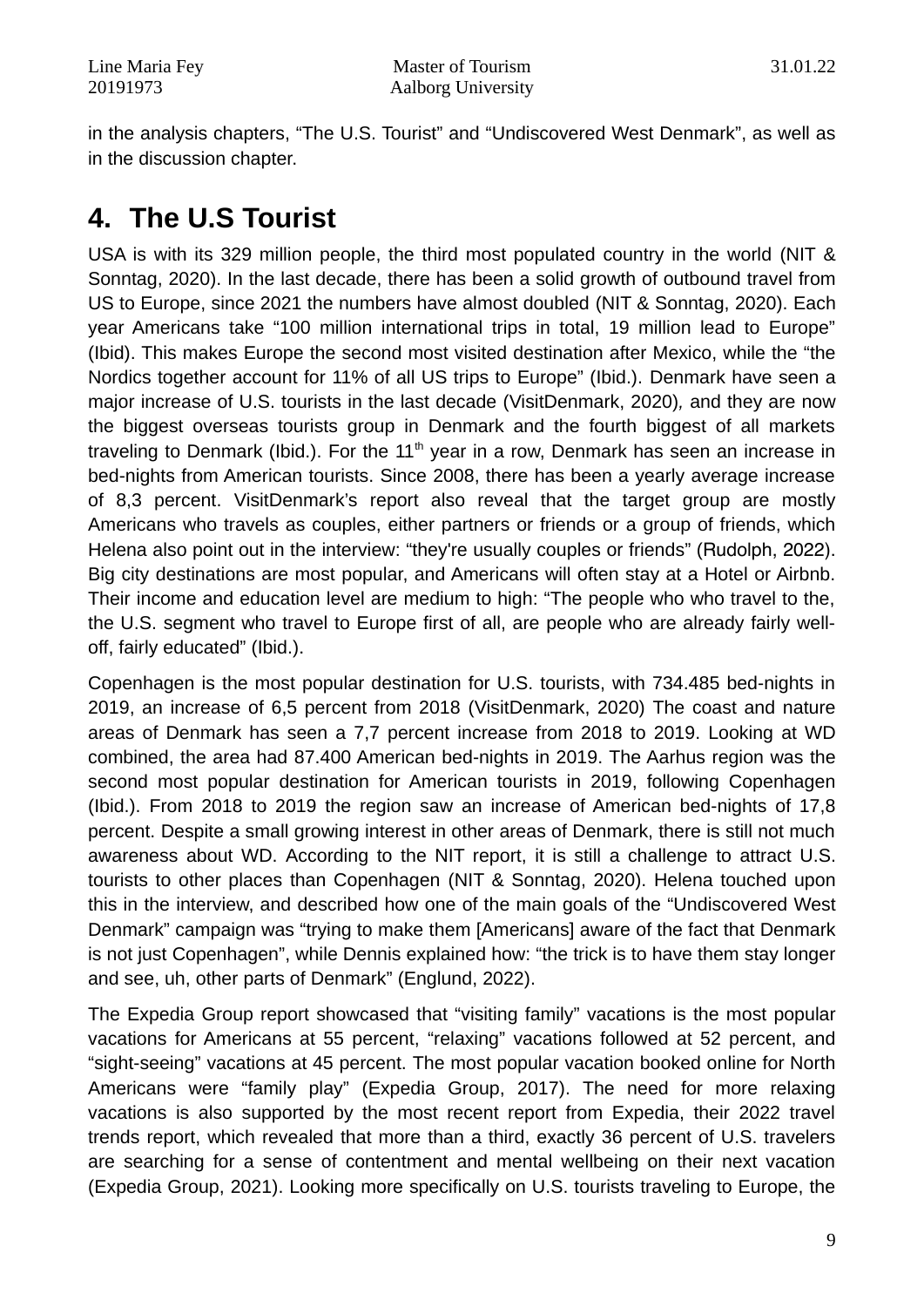in the analysis chapters, “The U.S. Tourist” and “Undiscovered West Denmark”, as well as in the discussion chapter.

# 4. The U.S Tourist

USA is with its 329 million people, the third most populated country in the world (NIT & Sonntag, 2020). In the last decade, there has been a solid growth of outbound travel from US to Europe, since 2021 the numbers have almost doubled (NIT & Sonntag, 2020). Each year Americans take “100 million international trips in total, 19 million lead to Europe” (Ibid). This makes Europe the second most visited destination after Mexico, while the “the Nordics together account for 11% of all US trips to Europe” (Ibid.). Denmark have seen a major increase of U.S. tourists in the last decade (VisitDenmark, 2020), and they are now the biggest overseas tourists group in Denmark and the fourth biggest of all markets traveling to Denmark (Ibid.). For the 11th year in a row, Denmark has seen an increase in bed-nights from American tourists. Since 2008, there has been a yearly average increase of 8,3 percent. VisitDenmark’s report also reveal that the target group are mostly Americans who travels as couples, either partners or friends or a group of friends, which Helena also point out in the interview: “they're usually couples or friends” (Rudolph, 2022). Big city destinations are most popular, and Americans will often stay at a Hotel or Airbnb. Their income and education level are medium to high: “The people who who travel to the, the U.S. segment who travel to Europe first of all, are people who are already fairly well-off, fairly educated” (Ibid.).

Copenhagen is the most popular destination for U.S. tourists, with 734.485 bed-nights in 2019, an increase of 6,5 percent from 2018 (VisitDenmark, 2020) The coast and nature areas of Denmark has seen a 7,7 percent increase from 2018 to 2019. Looking at WD combined, the area had 87.400 American bed-nights in 2019. The Aarhus region was the second most popular destination for American tourists in 2019, following Copenhagen (Ibid.). From 2018 to 2019 the region saw an increase of American bed-nights of 17,8 percent. Despite a small growing interest in other areas of Denmark, there is still not much awareness about WD. According to the NIT report, it is still a challenge to attract U.S. tourists to other places than Copenhagen (NIT & Sonntag, 2020). Helena touched upon this in the interview, and described how one of the main goals of the “Undiscovered West Denmark” campaign was “trying to make them [Americans] aware of the fact that Denmark is not just Copenhagen”, while Dennis explained how: “the trick is to have them stay longer and see, uh, other parts of Denmark” (Englund, 2022).

The Expedia Group report showcased that “visiting family” vacations is the most popular vacations for Americans at 55 percent, “relaxing” vacations followed at 52 percent, and “sight-seeing” vacations at 45 percent. The most popular vacation booked online for North Americans were “family play” (Expedia Group, 2017). The need for more relaxing vacations is also supported by the most recent report from Expedia, their 2022 travel trends report, which revealed that more than a third, exactly 36 percent of U.S. travelers are searching for a sense of contentment and mental wellbeing on their next vacation (Expedia Group, 2021). Looking more specifically on U.S. tourists traveling to Europe, the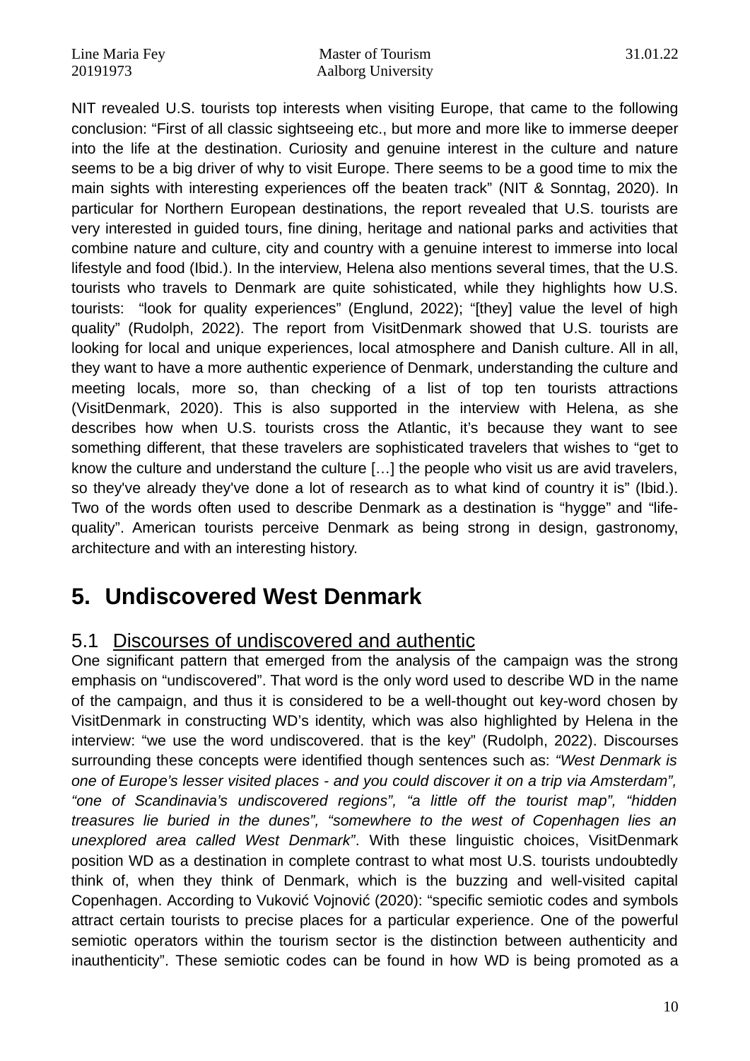NIT revealed U.S. tourists top interests when visiting Europe, that came to the following conclusion: "First of all classic sightseeing etc., but more and more like to immerse deeper into the life at the destination. Curiosity and genuine interest in the culture and nature seems to be a big driver of why to visit Europe. There seems to be a good time to mix the main sights with interesting experiences off the beaten track" (NIT & Sonntag, 2020). In particular for Northern European destinations, the report revealed that U.S. tourists are very interested in guided tours, fine dining, heritage and national parks and activities that combine nature and culture, city and country with a genuine interest to immerse into local lifestyle and food (Ibid.). In the interview, Helena also mentions several times, that the U.S. tourists who travels to Denmark are quite sohisticated, while they highlights how U.S. tourists: "look for quality experiences" (Englund, 2022); "[they] value the level of high quality" (Rudolph, 2022). The report from VisitDenmark showed that U.S. tourists are looking for local and unique experiences, local atmosphere and Danish culture. All in all, they want to have a more authentic experience of Denmark, understanding the culture and meeting locals, more so, than checking of a list of top ten tourists attractions (VisitDenmark, 2020). This is also supported in the interview with Helena, as she describes how when U.S. tourists cross the Atlantic, it's because they want to see something different, that these travelers are sophisticated travelers that wishes to "get to know the culture and understand the culture […] the people who visit us are avid travelers, so they've already they've done a lot of research as to what kind of country it is" (Ibid.). Two of the words often used to describe Denmark as a destination is "hygge" and "life-quality". American tourists perceive Denmark as being strong in design, gastronomy, architecture and with an interesting history.

# 5. Undiscovered West Denmark

## 5.1 Discourses of undiscovered and authentic

One significant pattern that emerged from the analysis of the campaign was the strong emphasis on "undiscovered". That word is the only word used to describe WD in the name of the campaign, and thus it is considered to be a well-thought out key-word chosen by VisitDenmark in constructing WD's identity, which was also highlighted by Helena in the interview: "we use the word undiscovered. that is the key" (Rudolph, 2022). Discourses surrounding these concepts were identified though sentences such as: *"West Denmark is one of Europe's lesser visited places - and you could discover it on a trip via Amsterdam", "one of Scandinavia's undiscovered regions", "a little off the tourist map", "hidden treasures lie buried in the dunes", "somewhere to the west of Copenhagen lies an unexplored area called West Denmark"*. With these linguistic choices, VisitDenmark position WD as a destination in complete contrast to what most U.S. tourists undoubtedly think of, when they think of Denmark, which is the buzzing and well-visited capital Copenhagen. According to Vuković Vojnović (2020): "specific semiotic codes and symbols attract certain tourists to precise places for a particular experience. One of the powerful semiotic operators within the tourism sector is the distinction between authenticity and inauthenticity". These semiotic codes can be found in how WD is being promoted as a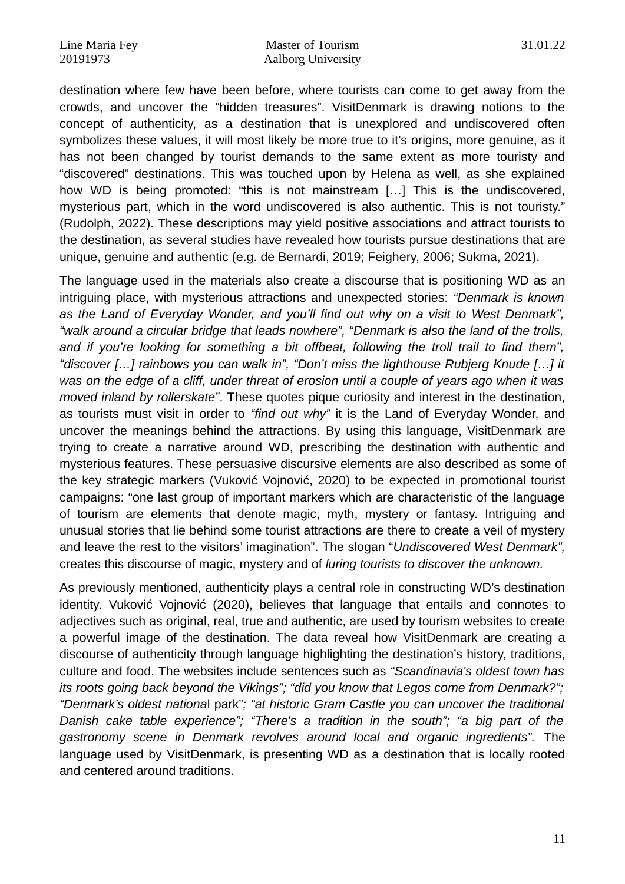destination where few have been before, where tourists can come to get away from the crowds, and uncover the "hidden treasures". VisitDenmark is drawing notions to the concept of authenticity, as a destination that is unexplored and undiscovered often symbolizes these values, it will most likely be more true to it's origins, more genuine, as it has not been changed by tourist demands to the same extent as more touristy and "discovered" destinations. This was touched upon by Helena as well, as she explained how WD is being promoted: "this is not mainstream […] This is the undiscovered, mysterious part, which in the word undiscovered is also authentic. This is not touristy." (Rudolph, 2022). These descriptions may yield positive associations and attract tourists to the destination, as several studies have revealed how tourists pursue destinations that are unique, genuine and authentic (e.g. de Bernardi, 2019; Feighery, 2006; Sukma, 2021).

The language used in the materials also create a discourse that is positioning WD as an intriguing place, with mysterious attractions and unexpected stories: *"Denmark is known as the Land of Everyday Wonder, and you'll find out why on a visit to West Denmark", "walk around a circular bridge that leads nowhere", "Denmark is also the land of the trolls, and if you're looking for something a bit offbeat, following the troll trail to find them", "discover […] rainbows you can walk in", "Don't miss the lighthouse Rubjerg Knude […] it was on the edge of a cliff, under threat of erosion until a couple of years ago when it was moved inland by rollerskate"*. These quotes pique curiosity and interest in the destination, as tourists must visit in order to *"find out why"* it is the Land of Everyday Wonder, and uncover the meanings behind the attractions. By using this language, VisitDenmark are trying to create a narrative around WD, prescribing the destination with authentic and mysterious features. These persuasive discursive elements are also described as some of the key strategic markers (Vuković Vojnović, 2020) to be expected in promotional tourist campaigns: "one last group of important markers which are characteristic of the language of tourism are elements that denote magic, myth, mystery or fantasy. Intriguing and unusual stories that lie behind some tourist attractions are there to create a veil of mystery and leave the rest to the visitors' imagination". The slogan "*Undiscovered West Denmark",* creates this discourse of magic, mystery and of *luring tourists to discover the unknown.*

As previously mentioned, authenticity plays a central role in constructing WD's destination identity. Vuković Vojnović (2020), believes that language that entails and connotes to adjectives such as original, real, true and authentic, are used by tourism websites to create a powerful image of the destination. The data reveal how VisitDenmark are creating a discourse of authenticity through language highlighting the destination's history, traditions, culture and food. The websites include sentences such as *"Scandinavia's oldest town has its roots going back beyond the Vikings"; "did you know that Legos come from Denmark?"; "Denmark's oldest nationa*l park"*; "at historic Gram Castle you can uncover the traditional Danish cake table experience"; "There's a tradition in the south"; "a big part of the gastronomy scene in Denmark revolves around local and organic ingredients".* The language used by VisitDenmark, is presenting WD as a destination that is locally rooted and centered around traditions.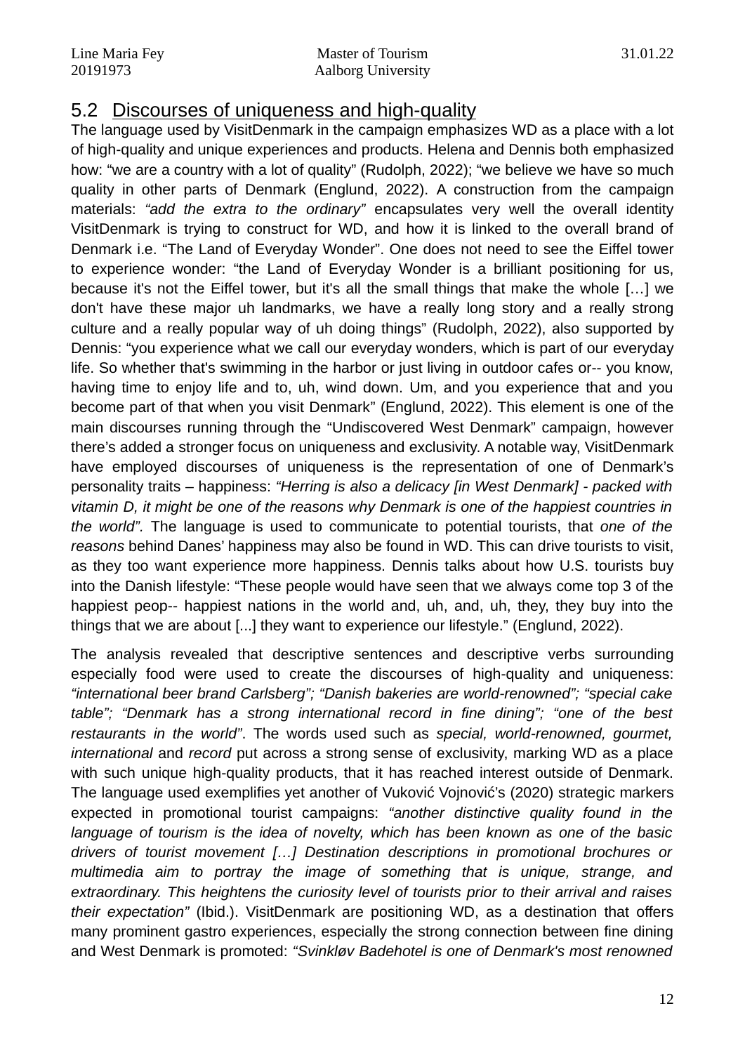## 5.2 Discourses of uniqueness and high-quality

The language used by VisitDenmark in the campaign emphasizes WD as a place with a lot of high-quality and unique experiences and products. Helena and Dennis both emphasized how: "we are a country with a lot of quality" (Rudolph, 2022); "we believe we have so much quality in other parts of Denmark (Englund, 2022). A construction from the campaign materials: *"add the extra to the ordinary"* encapsulates very well the overall identity VisitDenmark is trying to construct for WD, and how it is linked to the overall brand of Denmark i.e. "The Land of Everyday Wonder". One does not need to see the Eiffel tower to experience wonder: "the Land of Everyday Wonder is a brilliant positioning for us, because it's not the Eiffel tower, but it's all the small things that make the whole […] we don't have these major uh landmarks, we have a really long story and a really strong culture and a really popular way of uh doing things" (Rudolph, 2022), also supported by Dennis: "you experience what we call our everyday wonders, which is part of our everyday life. So whether that's swimming in the harbor or just living in outdoor cafes or-- you know, having time to enjoy life and to, uh, wind down. Um, and you experience that and you become part of that when you visit Denmark" (Englund, 2022). This element is one of the main discourses running through the "Undiscovered West Denmark" campaign, however there's added a stronger focus on uniqueness and exclusivity. A notable way, VisitDenmark have employed discourses of uniqueness is the representation of one of Denmark's personality traits – happiness: *"Herring is also a delicacy [in West Denmark] - packed with vitamin D, it might be one of the reasons why Denmark is one of the happiest countries in the world".* The language is used to communicate to potential tourists, that *one of the reasons* behind Danes' happiness may also be found in WD. This can drive tourists to visit, as they too want experience more happiness. Dennis talks about how U.S. tourists buy into the Danish lifestyle: "These people would have seen that we always come top 3 of the happiest peop-- happiest nations in the world and, uh, and, uh, they, they buy into the things that we are about [...] they want to experience our lifestyle." (Englund, 2022).

The analysis revealed that descriptive sentences and descriptive verbs surrounding especially food were used to create the discourses of high-quality and uniqueness: *"international beer brand Carlsberg"; "Danish bakeries are world-renowned"; "special cake table"; "Denmark has a strong international record in fine dining"; "one of the best restaurants in the world"*. The words used such as *special, world-renowned, gourmet, international* and *record* put across a strong sense of exclusivity, marking WD as a place with such unique high-quality products, that it has reached interest outside of Denmark. The language used exemplifies yet another of Vuković Vojnović's (2020) strategic markers expected in promotional tourist campaigns: *"another distinctive quality found in the language of tourism is the idea of novelty, which has been known as one of the basic drivers of tourist movement […] Destination descriptions in promotional brochures or multimedia aim to portray the image of something that is unique, strange, and extraordinary. This heightens the curiosity level of tourists prior to their arrival and raises their expectation"* (Ibid.). VisitDenmark are positioning WD, as a destination that offers many prominent gastro experiences, especially the strong connection between fine dining and West Denmark is promoted: *"Svinkløv Badehotel is one of Denmark's most renowned*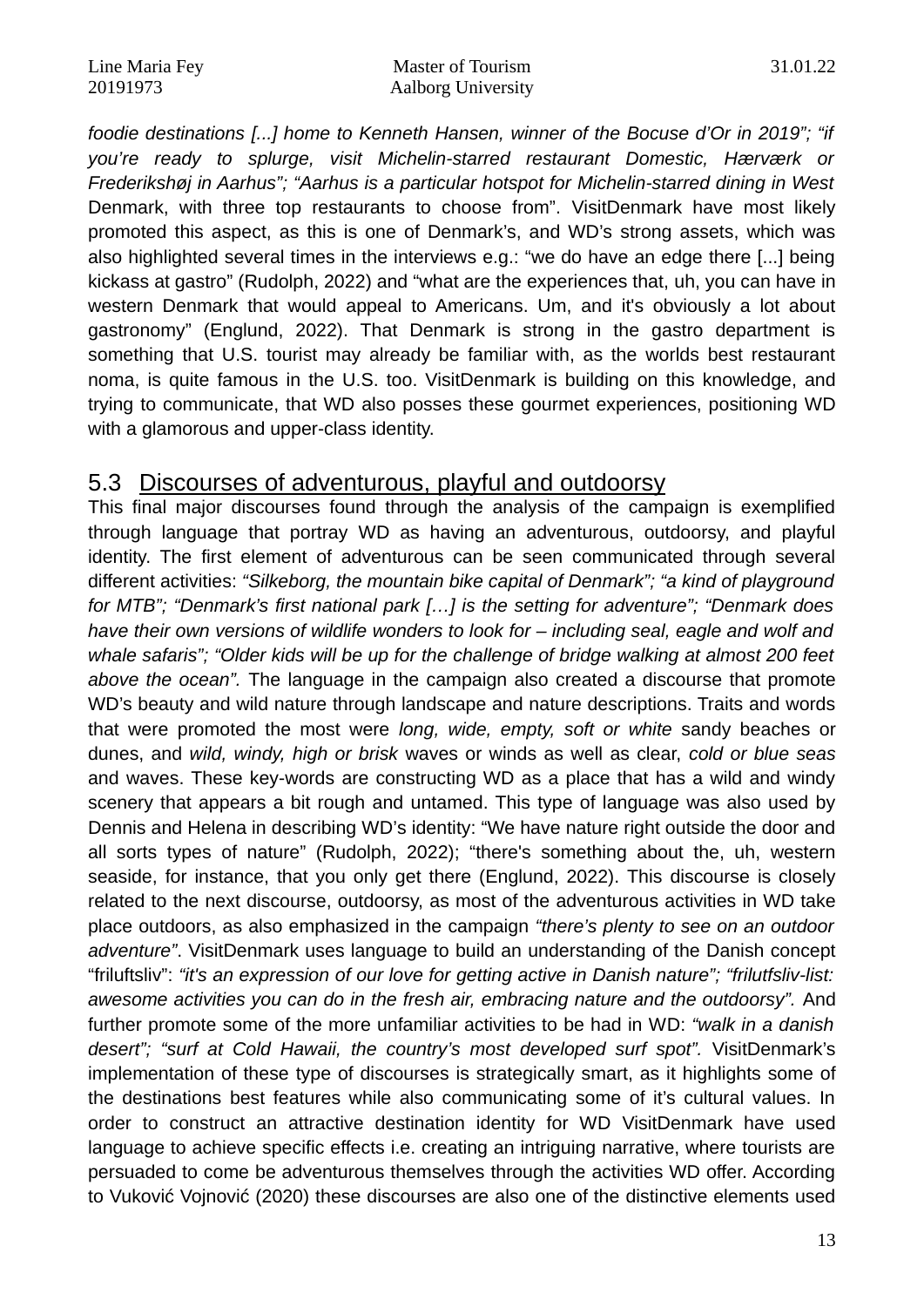*foodie destinations [...] home to Kenneth Hansen, winner of the Bocuse d'Or in 2019"; "if you're ready to splurge, visit Michelin-starred restaurant Domestic, Hærværk or Frederikshøj in Aarhus"; "Aarhus is a particular hotspot for Michelin-starred dining in West* Denmark, with three top restaurants to choose from". VisitDenmark have most likely promoted this aspect, as this is one of Denmark's, and WD's strong assets, which was also highlighted several times in the interviews e.g.: "we do have an edge there [...] being kickass at gastro" (Rudolph, 2022) and "what are the experiences that, uh, you can have in western Denmark that would appeal to Americans. Um, and it's obviously a lot about gastronomy" (Englund, 2022). That Denmark is strong in the gastro department is something that U.S. tourist may already be familiar with, as the worlds best restaurant noma, is quite famous in the U.S. too. VisitDenmark is building on this knowledge, and trying to communicate, that WD also posses these gourmet experiences, positioning WD with a glamorous and upper-class identity.

## 5.3 Discourses of adventurous, playful and outdoorsy

This final major discourses found through the analysis of the campaign is exemplified through language that portray WD as having an adventurous, outdoorsy, and playful identity. The first element of adventurous can be seen communicated through several different activities: *"Silkeborg, the mountain bike capital of Denmark"; "a kind of playground for MTB"; "Denmark's first national park […] is the setting for adventure"; "Denmark does have their own versions of wildlife wonders to look for – including seal, eagle and wolf and whale safaris"; "Older kids will be up for the challenge of bridge walking at almost 200 feet above the ocean".* The language in the campaign also created a discourse that promote WD's beauty and wild nature through landscape and nature descriptions. Traits and words that were promoted the most were *long, wide, empty, soft or white* sandy beaches or dunes, and *wild, windy, high or brisk* waves or winds as well as clear, *cold or blue seas* and waves. These key-words are constructing WD as a place that has a wild and windy scenery that appears a bit rough and untamed. This type of language was also used by Dennis and Helena in describing WD's identity: "We have nature right outside the door and all sorts types of nature" (Rudolph, 2022); "there's something about the, uh, western seaside, for instance, that you only get there (Englund, 2022). This discourse is closely related to the next discourse, outdoorsy, as most of the adventurous activities in WD take place outdoors, as also emphasized in the campaign *"there's plenty to see on an outdoor adventure"*. VisitDenmark uses language to build an understanding of the Danish concept "friluftsliv": *"it's an expression of our love for getting active in Danish nature"; "friluftsliv-list: awesome activities you can do in the fresh air, embracing nature and the outdoorsy".* And further promote some of the more unfamiliar activities to be had in WD: *"walk in a danish desert"; "surf at Cold Hawaii, the country's most developed surf spot".* VisitDenmark's implementation of these type of discourses is strategically smart, as it highlights some of the destinations best features while also communicating some of it's cultural values. In order to construct an attractive destination identity for WD VisitDenmark have used language to achieve specific effects i.e. creating an intriguing narrative, where tourists are persuaded to come be adventurous themselves through the activities WD offer. According to Vuković Vojnović (2020) these discourses are also one of the distinctive elements used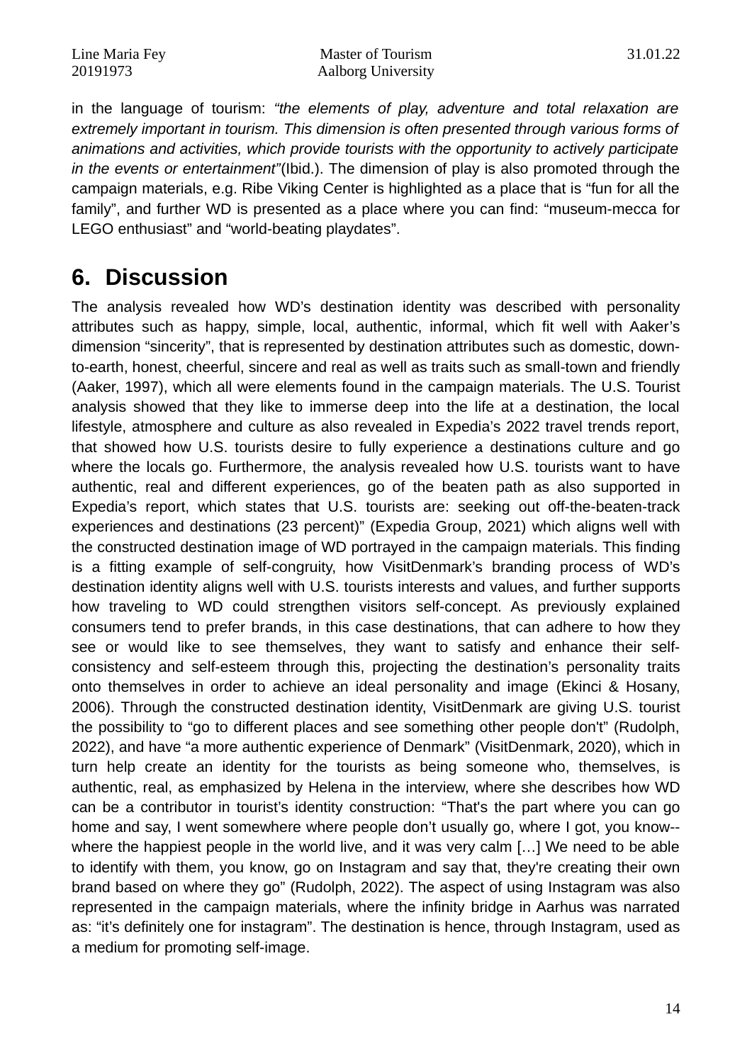in the language of tourism: *"the elements of play, adventure and total relaxation are extremely important in tourism. This dimension is often presented through various forms of animations and activities, which provide tourists with the opportunity to actively participate in the events or entertainment"*(Ibid.). The dimension of play is also promoted through the campaign materials, e.g. Ribe Viking Center is highlighted as a place that is "fun for all the family", and further WD is presented as a place where you can find: "museum-mecca for LEGO enthusiast" and "world-beating playdates".

# 6. Discussion

The analysis revealed how WD's destination identity was described with personality attributes such as happy, simple, local, authentic, informal, which fit well with Aaker's dimension "sincerity", that is represented by destination attributes such as domestic, down-to-earth, honest, cheerful, sincere and real as well as traits such as small-town and friendly (Aaker, 1997), which all were elements found in the campaign materials. The U.S. Tourist analysis showed that they like to immerse deep into the life at a destination, the local lifestyle, atmosphere and culture as also revealed in Expedia's 2022 travel trends report, that showed how U.S. tourists desire to fully experience a destinations culture and go where the locals go. Furthermore, the analysis revealed how U.S. tourists want to have authentic, real and different experiences, go of the beaten path as also supported in Expedia's report, which states that U.S. tourists are: seeking out off-the-beaten-track experiences and destinations (23 percent)" (Expedia Group, 2021) which aligns well with the constructed destination image of WD portrayed in the campaign materials. This finding is a fitting example of self-congruity, how VisitDenmark's branding process of WD's destination identity aligns well with U.S. tourists interests and values, and further supports how traveling to WD could strengthen visitors self-concept. As previously explained consumers tend to prefer brands, in this case destinations, that can adhere to how they see or would like to see themselves, they want to satisfy and enhance their self-consistency and self-esteem through this, projecting the destination's personality traits onto themselves in order to achieve an ideal personality and image (Ekinci & Hosany, 2006). Through the constructed destination identity, VisitDenmark are giving U.S. tourist the possibility to "go to different places and see something other people don't" (Rudolph, 2022), and have "a more authentic experience of Denmark" (VisitDenmark, 2020), which in turn help create an identity for the tourists as being someone who, themselves, is authentic, real, as emphasized by Helena in the interview, where she describes how WD can be a contributor in tourist's identity construction: "That's the part where you can go home and say, I went somewhere where people don't usually go, where I got, you know--where the happiest people in the world live, and it was very calm […] We need to be able to identify with them, you know, go on Instagram and say that, they're creating their own brand based on where they go" (Rudolph, 2022). The aspect of using Instagram was also represented in the campaign materials, where the infinity bridge in Aarhus was narrated as: "it's definitely one for instagram". The destination is hence, through Instagram, used as a medium for promoting self-image.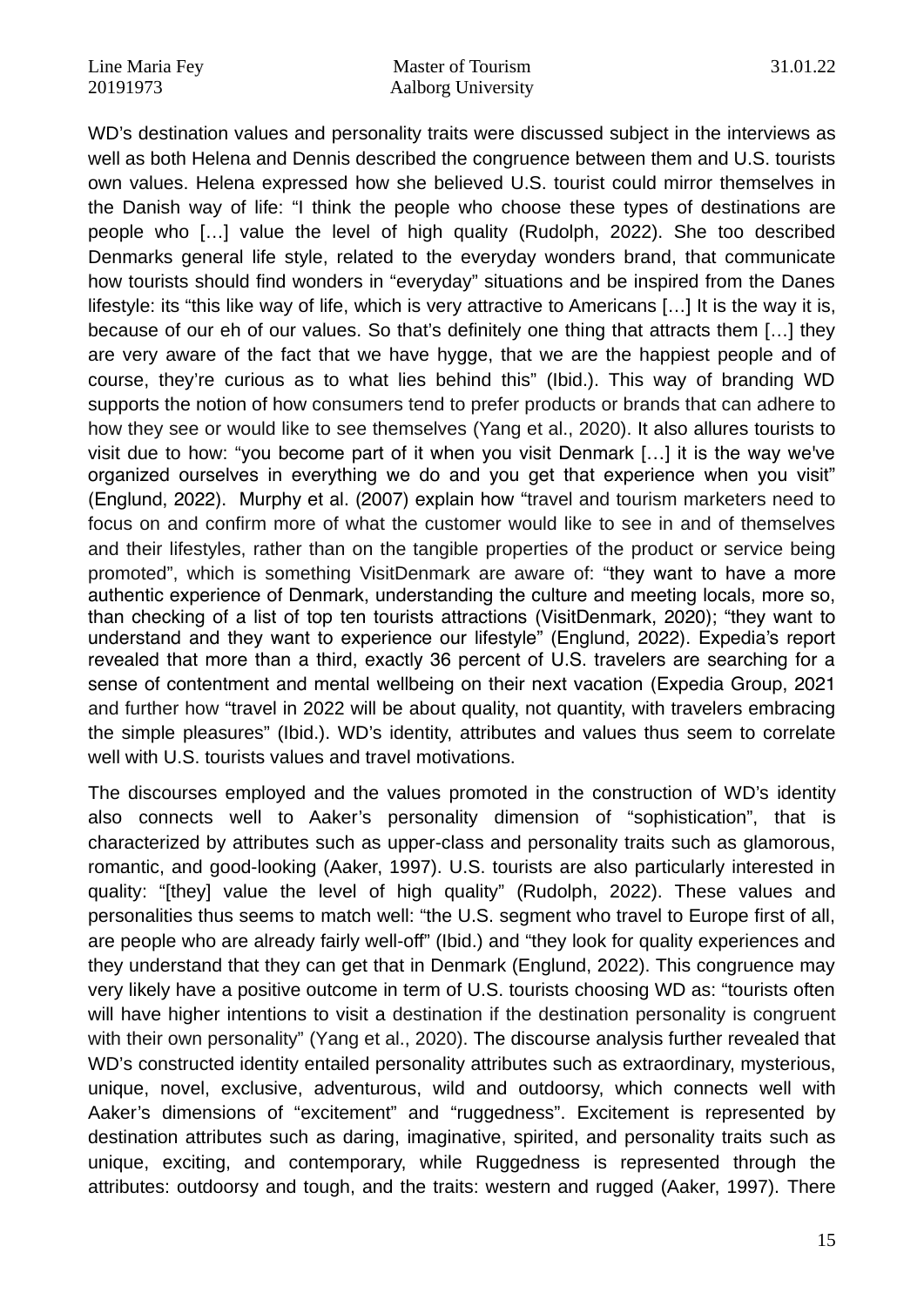WD's destination values and personality traits were discussed subject in the interviews as well as both Helena and Dennis described the congruence between them and U.S. tourists own values. Helena expressed how she believed U.S. tourist could mirror themselves in the Danish way of life: "I think the people who choose these types of destinations are people who […] value the level of high quality (Rudolph, 2022). She too described Denmarks general life style, related to the everyday wonders brand, that communicate how tourists should find wonders in "everyday" situations and be inspired from the Danes lifestyle: its "this like way of life, which is very attractive to Americans […] It is the way it is, because of our eh of our values. So that's definitely one thing that attracts them […] they are very aware of the fact that we have hygge, that we are the happiest people and of course, they're curious as to what lies behind this" (Ibid.). This way of branding WD supports the notion of how consumers tend to prefer products or brands that can adhere to how they see or would like to see themselves (Yang et al., 2020). It also allures tourists to visit due to how: "you become part of it when you visit Denmark […] it is the way we've organized ourselves in everything we do and you get that experience when you visit" (Englund, 2022). Murphy et al. (2007) explain how "travel and tourism marketers need to focus on and confirm more of what the customer would like to see in and of themselves and their lifestyles, rather than on the tangible properties of the product or service being promoted", which is something VisitDenmark are aware of: "they want to have a more authentic experience of Denmark, understanding the culture and meeting locals, more so, than checking of a list of top ten tourists attractions (VisitDenmark, 2020); "they want to understand and they want to experience our lifestyle" (Englund, 2022). Expedia's report revealed that more than a third, exactly 36 percent of U.S. travelers are searching for a sense of contentment and mental wellbeing on their next vacation (Expedia Group, 2021 and further how "travel in 2022 will be about quality, not quantity, with travelers embracing the simple pleasures" (Ibid.). WD's identity, attributes and values thus seem to correlate well with U.S. tourists values and travel motivations.

The discourses employed and the values promoted in the construction of WD's identity also connects well to Aaker's personality dimension of "sophistication", that is characterized by attributes such as upper-class and personality traits such as glamorous, romantic, and good-looking (Aaker, 1997). U.S. tourists are also particularly interested in quality: "[they] value the level of high quality" (Rudolph, 2022). These values and personalities thus seems to match well: "the U.S. segment who travel to Europe first of all, are people who are already fairly well-off" (Ibid.) and "they look for quality experiences and they understand that they can get that in Denmark (Englund, 2022). This congruence may very likely have a positive outcome in term of U.S. tourists choosing WD as: "tourists often will have higher intentions to visit a destination if the destination personality is congruent with their own personality" (Yang et al., 2020). The discourse analysis further revealed that WD's constructed identity entailed personality attributes such as extraordinary, mysterious, unique, novel, exclusive, adventurous, wild and outdoorsy, which connects well with Aaker's dimensions of "excitement" and "ruggedness". Excitement is represented by destination attributes such as daring, imaginative, spirited, and personality traits such as unique, exciting, and contemporary, while Ruggedness is represented through the attributes: outdoorsy and tough, and the traits: western and rugged (Aaker, 1997). There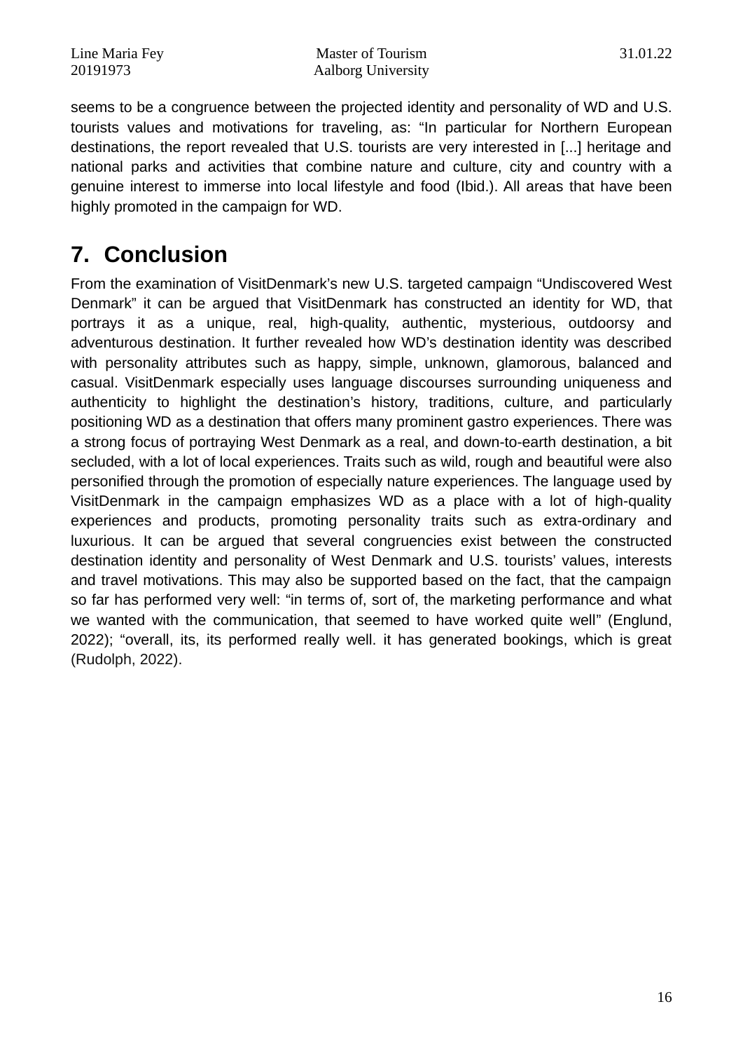seems to be a congruence between the projected identity and personality of WD and U.S. tourists values and motivations for traveling, as: "In particular for Northern European destinations, the report revealed that U.S. tourists are very interested in [...] heritage and national parks and activities that combine nature and culture, city and country with a genuine interest to immerse into local lifestyle and food (Ibid.). All areas that have been highly promoted in the campaign for WD.

# 7. Conclusion

From the examination of VisitDenmark's new U.S. targeted campaign "Undiscovered West Denmark" it can be argued that VisitDenmark has constructed an identity for WD, that portrays it as a unique, real, high-quality, authentic, mysterious, outdoorsy and adventurous destination. It further revealed how WD's destination identity was described with personality attributes such as happy, simple, unknown, glamorous, balanced and casual. VisitDenmark especially uses language discourses surrounding uniqueness and authenticity to highlight the destination's history, traditions, culture, and particularly positioning WD as a destination that offers many prominent gastro experiences. There was a strong focus of portraying West Denmark as a real, and down-to-earth destination, a bit secluded, with a lot of local experiences. Traits such as wild, rough and beautiful were also personified through the promotion of especially nature experiences. The language used by VisitDenmark in the campaign emphasizes WD as a place with a lot of high-quality experiences and products, promoting personality traits such as extra-ordinary and luxurious. It can be argued that several congruencies exist between the constructed destination identity and personality of West Denmark and U.S. tourists' values, interests and travel motivations. This may also be supported based on the fact, that the campaign so far has performed very well: "in terms of, sort of, the marketing performance and what we wanted with the communication, that seemed to have worked quite well" (Englund, 2022); "overall, its, its performed really well. it has generated bookings, which is great (Rudolph, 2022).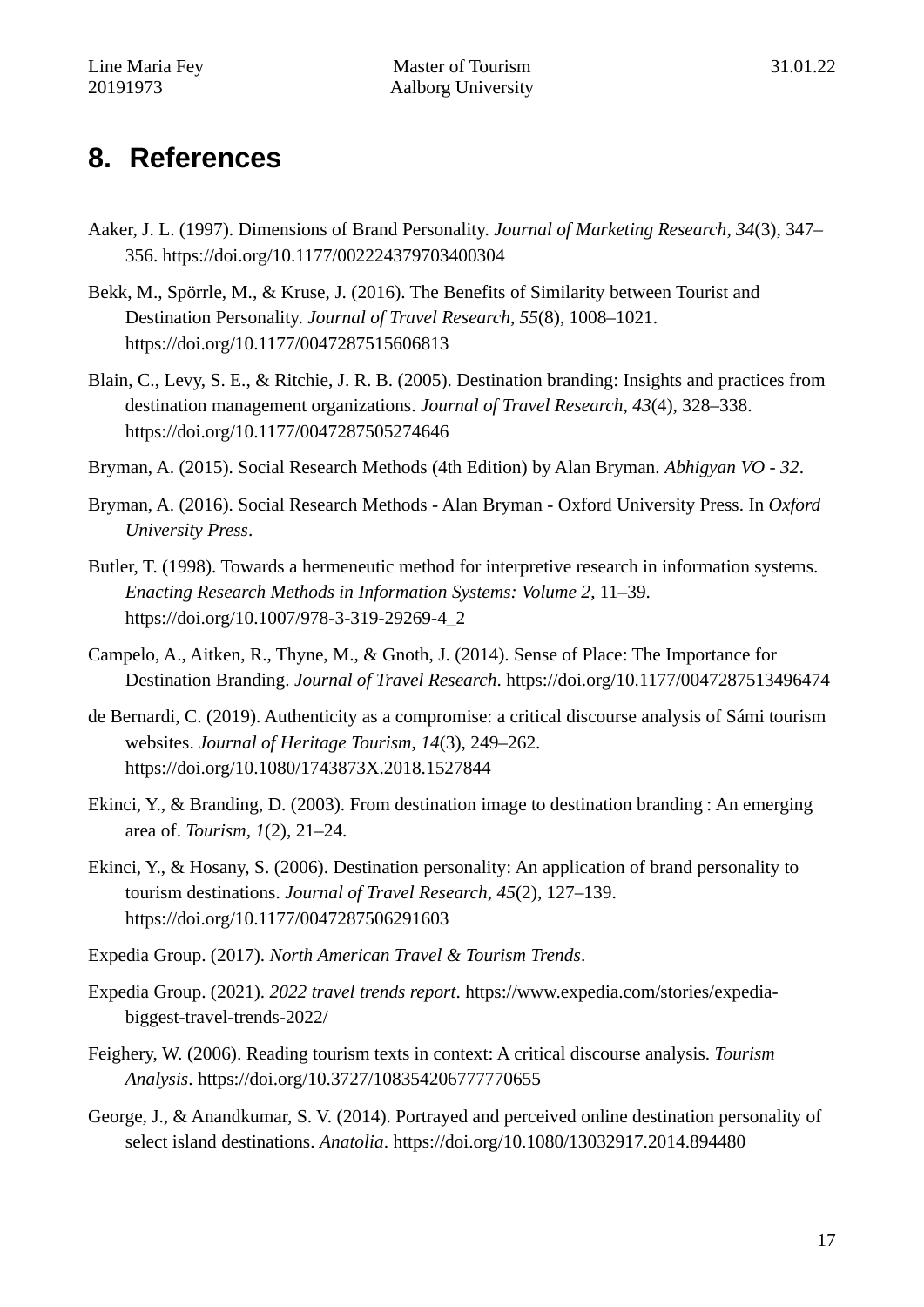## 8. References

Aaker, J. L. (1997). Dimensions of Brand Personality. *Journal of Marketing Research*, *34*(3), 347–356. https://doi.org/10.1177/002224379703400304

Bekk, M., Spörrle, M., & Kruse, J. (2016). The Benefits of Similarity between Tourist and Destination Personality. *Journal of Travel Research*, *55*(8), 1008–1021. https://doi.org/10.1177/0047287515606813

Blain, C., Levy, S. E., & Ritchie, J. R. B. (2005). Destination branding: Insights and practices from destination management organizations. *Journal of Travel Research*, *43*(4), 328–338. https://doi.org/10.1177/0047287505274646

Bryman, A. (2015). Social Research Methods (4th Edition) by Alan Bryman. *Abhigyan VO - 32*.

Bryman, A. (2016). Social Research Methods - Alan Bryman - Oxford University Press. In *Oxford University Press*.

Butler, T. (1998). Towards a hermeneutic method for interpretive research in information systems. *Enacting Research Methods in Information Systems: Volume 2*, 11–39. https://doi.org/10.1007/978-3-319-29269-4_2

Campelo, A., Aitken, R., Thyne, M., & Gnoth, J. (2014). Sense of Place: The Importance for Destination Branding. *Journal of Travel Research*. https://doi.org/10.1177/0047287513496474

de Bernardi, C. (2019). Authenticity as a compromise: a critical discourse analysis of Sámi tourism websites. *Journal of Heritage Tourism*, *14*(3), 249–262. https://doi.org/10.1080/1743873X.2018.1527844

Ekinci, Y., & Branding, D. (2003). From destination image to destination branding : An emerging area of. *Tourism*, *1*(2), 21–24.

Ekinci, Y., & Hosany, S. (2006). Destination personality: An application of brand personality to tourism destinations. *Journal of Travel Research*, *45*(2), 127–139. https://doi.org/10.1177/0047287506291603

Expedia Group. (2017). *North American Travel & Tourism Trends*.

Expedia Group. (2021). *2022 travel trends report*. https://www.expedia.com/stories/expedia-biggest-travel-trends-2022/

Feighery, W. (2006). Reading tourism texts in context: A critical discourse analysis. *Tourism Analysis*. https://doi.org/10.3727/108354206777770655

George, J., & Anandkumar, S. V. (2014). Portrayed and perceived online destination personality of select island destinations. *Anatolia*. https://doi.org/10.1080/13032917.2014.894480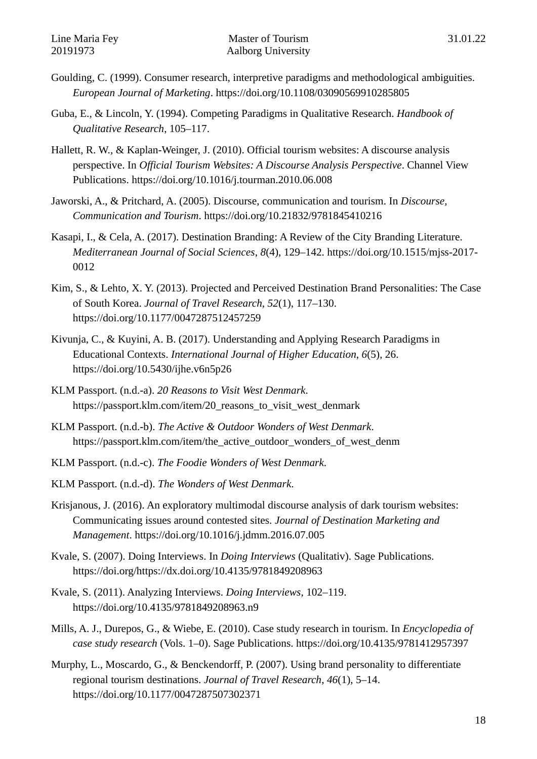Goulding, C. (1999). Consumer research, interpretive paradigms and methodological ambiguities. *European Journal of Marketing*. https://doi.org/10.1108/03090569910285805

Guba, E., & Lincoln, Y. (1994). Competing Paradigms in Qualitative Research. *Handbook of Qualitative Research*, 105–117.

Hallett, R. W., & Kaplan-Weinger, J. (2010). Official tourism websites: A discourse analysis perspective. In *Official Tourism Websites: A Discourse Analysis Perspective*. Channel View Publications. https://doi.org/10.1016/j.tourman.2010.06.008

Jaworski, A., & Pritchard, A. (2005). Discourse, communication and tourism. In *Discourse, Communication and Tourism*. https://doi.org/10.21832/9781845410216

Kasapi, I., & Cela, A. (2017). Destination Branding: A Review of the City Branding Literature. *Mediterranean Journal of Social Sciences*, *8*(4), 129–142. https://doi.org/10.1515/mjss-2017-0012

Kim, S., & Lehto, X. Y. (2013). Projected and Perceived Destination Brand Personalities: The Case of South Korea. *Journal of Travel Research*, *52*(1), 117–130. https://doi.org/10.1177/0047287512457259

Kivunja, C., & Kuyini, A. B. (2017). Understanding and Applying Research Paradigms in Educational Contexts. *International Journal of Higher Education*, *6*(5), 26. https://doi.org/10.5430/ijhe.v6n5p26

KLM Passport. (n.d.-a). *20 Reasons to Visit West Denmark*. https://passport.klm.com/item/20_reasons_to_visit_west_denmark

KLM Passport. (n.d.-b). *The Active & Outdoor Wonders of West Denmark*. https://passport.klm.com/item/the_active_outdoor_wonders_of_west_denm

KLM Passport. (n.d.-c). *The Foodie Wonders of West Denmark*.

KLM Passport. (n.d.-d). *The Wonders of West Denmark*.

Krisjanous, J. (2016). An exploratory multimodal discourse analysis of dark tourism websites: Communicating issues around contested sites. *Journal of Destination Marketing and Management*. https://doi.org/10.1016/j.jdmm.2016.07.005

Kvale, S. (2007). Doing Interviews. In *Doing Interviews* (Qualitativ). Sage Publications. https://doi.org/https://dx.doi.org/10.4135/9781849208963

Kvale, S. (2011). Analyzing Interviews. *Doing Interviews*, 102–119. https://doi.org/10.4135/9781849208963.n9

Mills, A. J., Durepos, G., & Wiebe, E. (2010). Case study research in tourism. In *Encyclopedia of case study research* (Vols. 1–0). Sage Publications. https://doi.org/10.4135/9781412957397

Murphy, L., Moscardo, G., & Benckendorff, P. (2007). Using brand personality to differentiate regional tourism destinations. *Journal of Travel Research*, *46*(1), 5–14. https://doi.org/10.1177/0047287507302371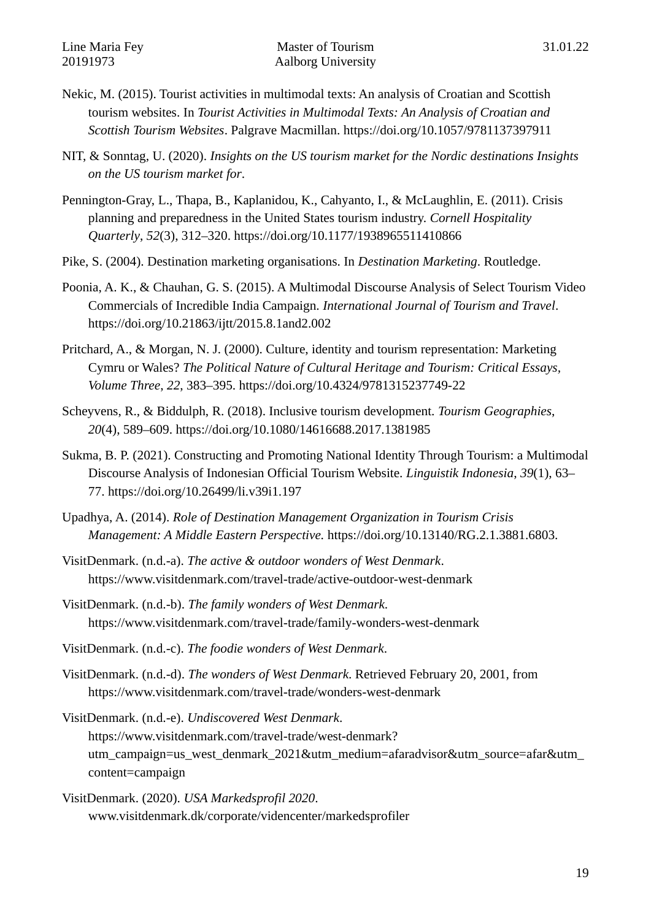Nekic, M. (2015). Tourist activities in multimodal texts: An analysis of Croatian and Scottish tourism websites. In *Tourist Activities in Multimodal Texts: An Analysis of Croatian and Scottish Tourism Websites*. Palgrave Macmillan. https://doi.org/10.1057/9781137397911

NIT, & Sonntag, U. (2020). *Insights on the US tourism market for the Nordic destinations Insights on the US tourism market for*.

Pennington-Gray, L., Thapa, B., Kaplanidou, K., Cahyanto, I., & McLaughlin, E. (2011). Crisis planning and preparedness in the United States tourism industry. *Cornell Hospitality Quarterly*, *52*(3), 312–320. https://doi.org/10.1177/1938965511410866

Pike, S. (2004). Destination marketing organisations. In *Destination Marketing*. Routledge.

Poonia, A. K., & Chauhan, G. S. (2015). A Multimodal Discourse Analysis of Select Tourism Video Commercials of Incredible India Campaign. *International Journal of Tourism and Travel*. https://doi.org/10.21863/ijtt/2015.8.1and2.002

Pritchard, A., & Morgan, N. J. (2000). Culture, identity and tourism representation: Marketing Cymru or Wales? *The Political Nature of Cultural Heritage and Tourism: Critical Essays, Volume Three*, *22*, 383–395. https://doi.org/10.4324/9781315237749-22

Scheyvens, R., & Biddulph, R. (2018). Inclusive tourism development. *Tourism Geographies*, *20*(4), 589–609. https://doi.org/10.1080/14616688.2017.1381985

Sukma, B. P. (2021). Constructing and Promoting National Identity Through Tourism: a Multimodal Discourse Analysis of Indonesian Official Tourism Website. *Linguistik Indonesia*, *39*(1), 63–77. https://doi.org/10.26499/li.v39i1.197

Upadhya, A. (2014). *Role of Destination Management Organization in Tourism Crisis Management: A Middle Eastern Perspective.* https://doi.org/10.13140/RG.2.1.3881.6803.

VisitDenmark. (n.d.-a). *The active & outdoor wonders of West Denmark*. https://www.visitdenmark.com/travel-trade/active-outdoor-west-denmark

VisitDenmark. (n.d.-b). *The family wonders of West Denmark.* https://www.visitdenmark.com/travel-trade/family-wonders-west-denmark

VisitDenmark. (n.d.-c). *The foodie wonders of West Denmark*.

VisitDenmark. (n.d.-d). *The wonders of West Denmark*. Retrieved February 20, 2001, from https://www.visitdenmark.com/travel-trade/wonders-west-denmark

VisitDenmark. (n.d.-e). *Undiscovered West Denmark*. https://www.visitdenmark.com/travel-trade/west-denmark?utm_campaign=us_west_denmark_2021&utm_medium=afaradvisor&utm_source=afar&utm_content=campaign

VisitDenmark. (2020). *USA Markedsprofil 2020*. www.visitdenmark.dk/corporate/videncenter/markedsprofiler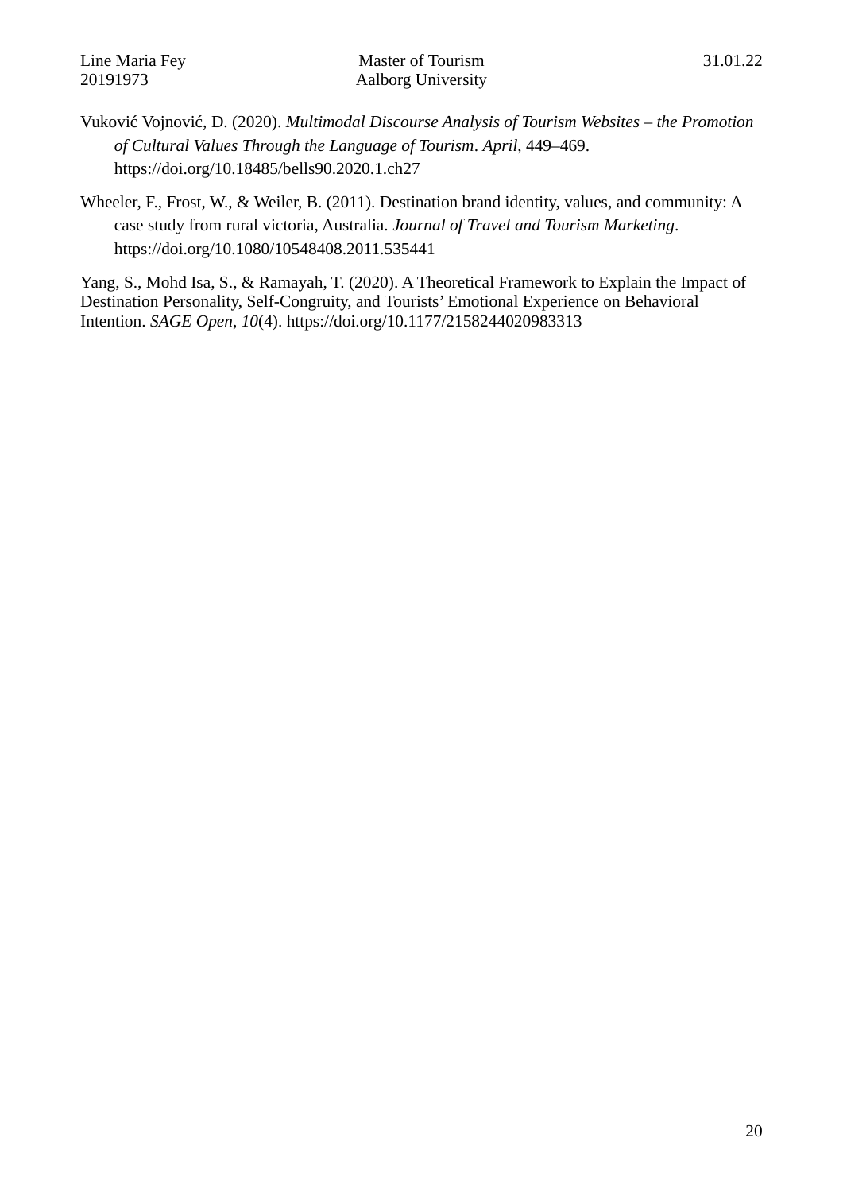Vuković Vojnović, D. (2020). *Multimodal Discourse Analysis of Tourism Websites – the Promotion of Cultural Values Through the Language of Tourism*. *April*, 449–469. https://doi.org/10.18485/bells90.2020.1.ch27

Wheeler, F., Frost, W., & Weiler, B. (2011). Destination brand identity, values, and community: A case study from rural victoria, Australia. *Journal of Travel and Tourism Marketing*. https://doi.org/10.1080/10548408.2011.535441

Yang, S., Mohd Isa, S., & Ramayah, T. (2020). A Theoretical Framework to Explain the Impact of Destination Personality, Self-Congruity, and Tourists' Emotional Experience on Behavioral Intention. *SAGE Open*, *10*(4). https://doi.org/10.1177/2158244020983313